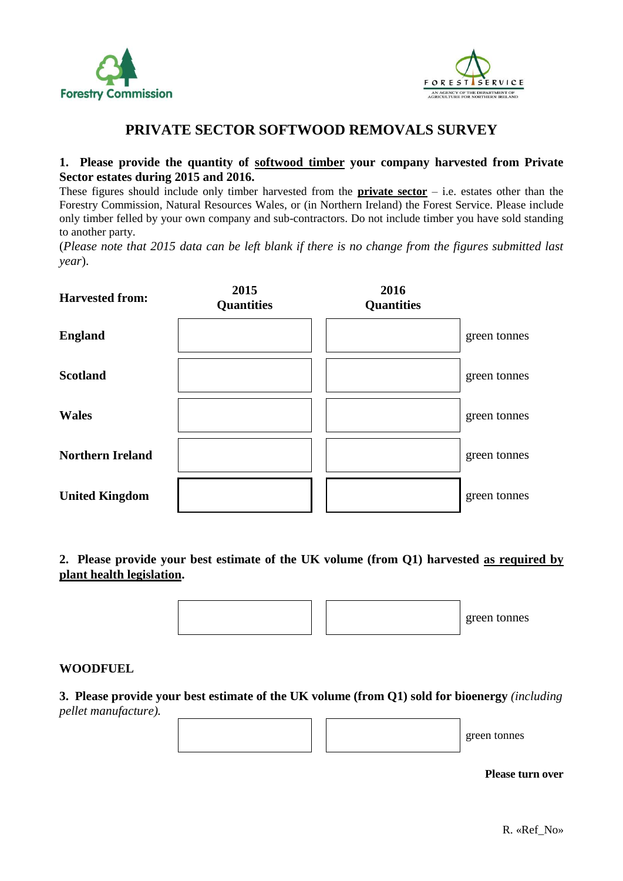Forestry Commission

FOREST SERVICE
AN AGENCY OF THE DEPARTMENT OF AGRICULTURE FOR NORTHERN IRELAND

# PRIVATE SECTOR SOFTWOOD REMOVALS SURVEY

**1. Please provide the quantity of <u>softwood timber</u> your company harvested from Private Sector estates during 2015 and 2016.**

These figures should include only timber harvested from the **<u>private sector</u>** – i.e. estates other than the Forestry Commission, Natural Resources Wales, or (in Northern Ireland) the Forest Service. Please include only timber felled by your own company and sub-contractors. Do not include timber you have sold standing to another party.

(*Please note that 2015 data can be left blank if there is no change from the figures submitted last year*).

| **Harvested from:** | **2015 Quantities** | **2016 Quantities** | |
|---|---|---|---|
| **England** | | | green tonnes |
| **Scotland** | | | green tonnes |
| **Wales** | | | green tonnes |
| **Northern Ireland** | | | green tonnes |
| **United Kingdom** | | | green tonnes |

**2. Please provide your best estimate of the UK volume (from Q1) harvested <u>as required by plant health legislation</u>.**

| | | |
|---|---|---|
| | | green tonnes |

**WOODFUEL**

**3. Please provide your best estimate of the UK volume (from Q1) sold for bioenergy** *(including pellet manufacture).*

| | | |
|---|---|---|
| | | green tonnes |

**Please turn over**

R. «Ref_No»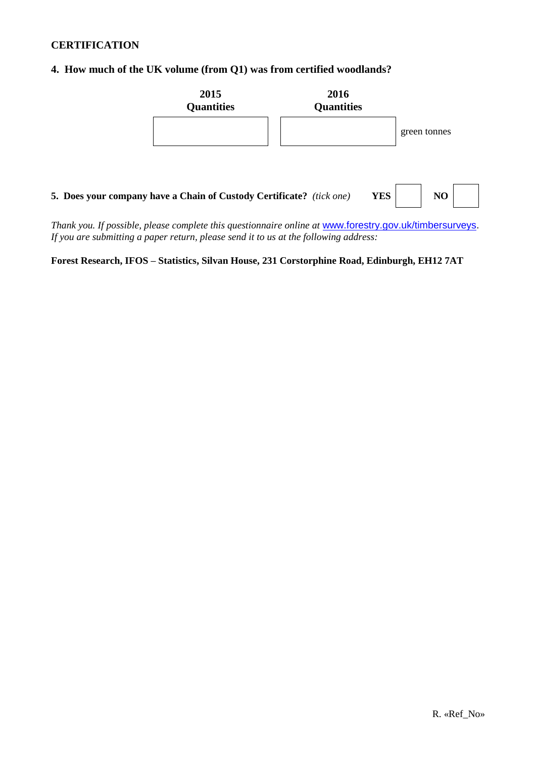## CERTIFICATION

**4. How much of the UK volume (from Q1) was from certified woodlands?**

| 2015 Quantities | 2016 Quantities | |
|---|---|---|
| | | green tonnes |

**5. Does your company have a Chain of Custody Certificate?** *(tick one)* **YES** ☐ **NO** ☐

*Thank you. If possible, please complete this questionnaire online at* www.forestry.gov.uk/timbersurveys*.*
*If you are submitting a paper return, please send it to us at the following address:*

**Forest Research, IFOS – Statistics, Silvan House, 231 Corstorphine Road, Edinburgh, EH12 7AT**

R. «Ref_No»